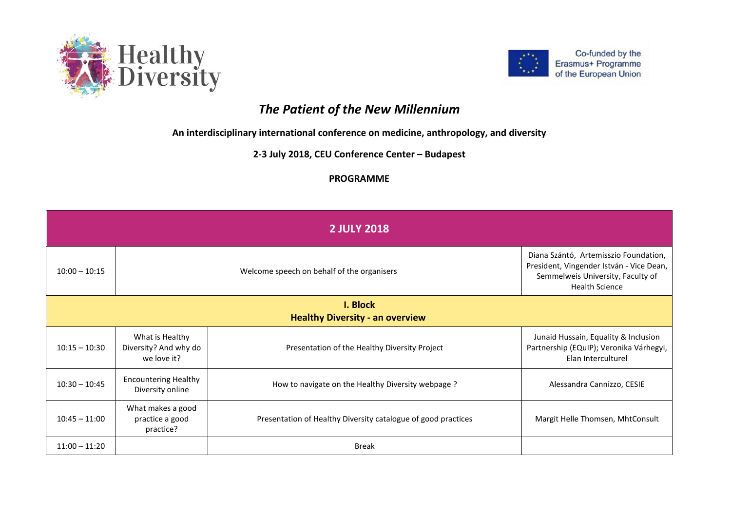Healthy Diversity

Co-funded by the Erasmus+ Programme of the European Union

# *The Patient of the New Millennium*

**An interdisciplinary international conference on medicine, anthropology, and diversity**

**2-3 July 2018, CEU Conference Center – Budapest**

**PROGRAMME**

| **2 JULY 2018** | | | |
|---|---|---|---|
| 10:00 – 10:15 | Welcome speech on behalf of the organisers | | Diana Szántó, Artemisszio Foundation, President, Vingender István - Vice Dean, Semmelweis University, Faculty of Health Science |
| **I. Block<br>Healthy Diversity - an overview** | | | |
| 10:15 – 10:30 | What is Healthy Diversity? And why do we love it? | Presentation of the Healthy Diversity Project | Junaid Hussain, Equality & Inclusion Partnership (EQuIP); Veronika Várhegyi, Elan Interculturel |
| 10:30 – 10:45 | Encountering Healthy Diversity online | How to navigate on the Healthy Diversity webpage ? | Alessandra Cannizzo, CESIE |
| 10:45 – 11:00 | What makes a good practice a good practice? | Presentation of Healthy Diversity catalogue of good practices | Margit Helle Thomsen, MhtConsult |
| 11:00 – 11:20 | | Break | |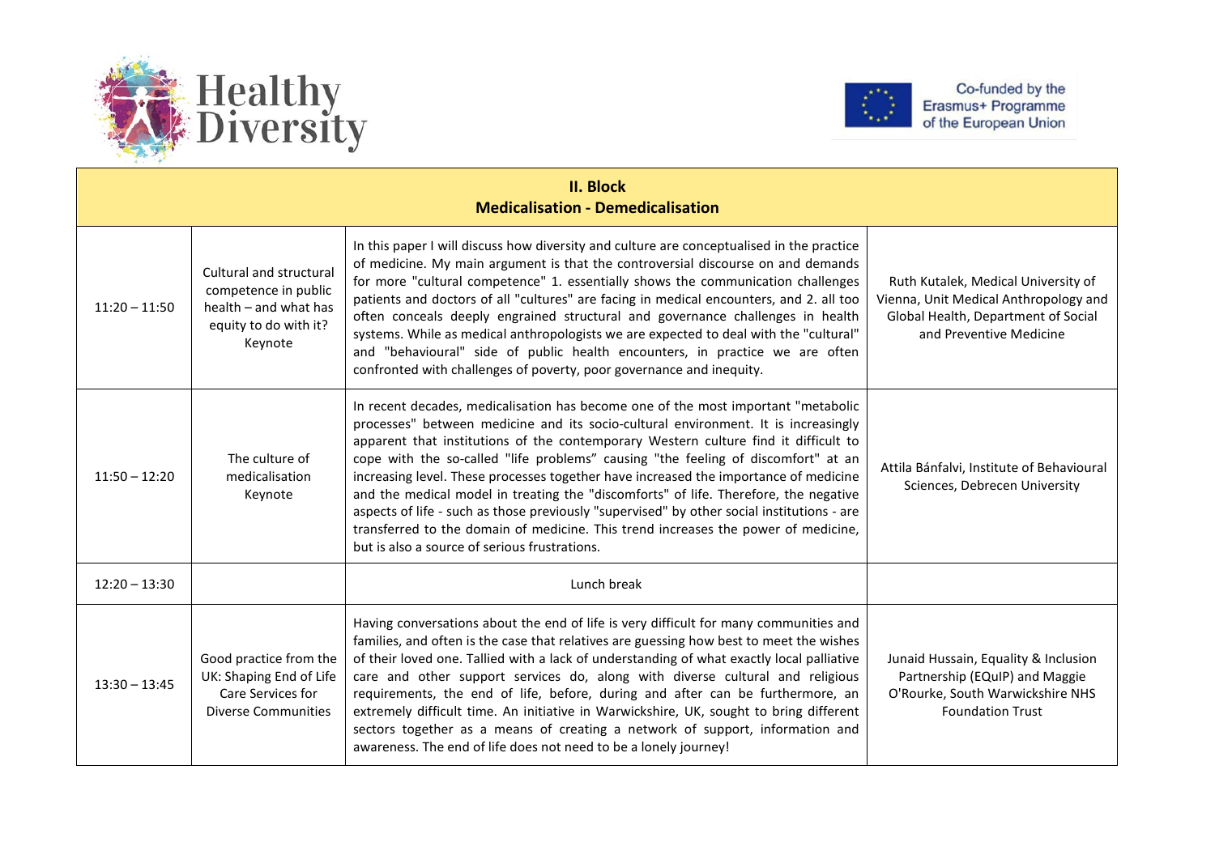Healthy Diversity

Co-funded by the Erasmus+ Programme of the European Union

| **II. Block**<br>**Medicalisation - Demedicalisation** | | | |
|---|---|---|---|
| 11:20 – 11:50 | Cultural and structural competence in public health – and what has equity to do with it?<br>Keynote | In this paper I will discuss how diversity and culture are conceptualised in the practice of medicine. My main argument is that the controversial discourse on and demands for more "cultural competence" 1. essentially shows the communication challenges patients and doctors of all "cultures" are facing in medical encounters, and 2. all too often conceals deeply engrained structural and governance challenges in health systems. While as medical anthropologists we are expected to deal with the "cultural" and "behavioural" side of public health encounters, in practice we are often confronted with challenges of poverty, poor governance and inequity. | Ruth Kutalek, Medical University of Vienna, Unit Medical Anthropology and Global Health, Department of Social and Preventive Medicine |
| 11:50 – 12:20 | The culture of medicalisation<br>Keynote | In recent decades, medicalisation has become one of the most important "metabolic processes" between medicine and its socio-cultural environment. It is increasingly apparent that institutions of the contemporary Western culture find it difficult to cope with the so-called "life problems" causing "the feeling of discomfort" at an increasing level. These processes together have increased the importance of medicine and the medical model in treating the "discomforts" of life. Therefore, the negative aspects of life - such as those previously "supervised" by other social institutions - are transferred to the domain of medicine. This trend increases the power of medicine, but is also a source of serious frustrations. | Attila Bánfalvi, Institute of Behavioural Sciences, Debrecen University |
| 12:20 – 13:30 | | Lunch break | |
| 13:30 – 13:45 | Good practice from the UK: Shaping End of Life Care Services for Diverse Communities | Having conversations about the end of life is very difficult for many communities and families, and often is the case that relatives are guessing how best to meet the wishes of their loved one. Tallied with a lack of understanding of what exactly local palliative care and other support services do, along with diverse cultural and religious requirements, the end of life, before, during and after can be furthermore, an extremely difficult time. An initiative in Warwickshire, UK, sought to bring different sectors together as a means of creating a network of support, information and awareness. The end of life does not need to be a lonely journey! | Junaid Hussain, Equality & Inclusion Partnership (EQuIP) and Maggie O'Rourke, South Warwickshire NHS Foundation Trust |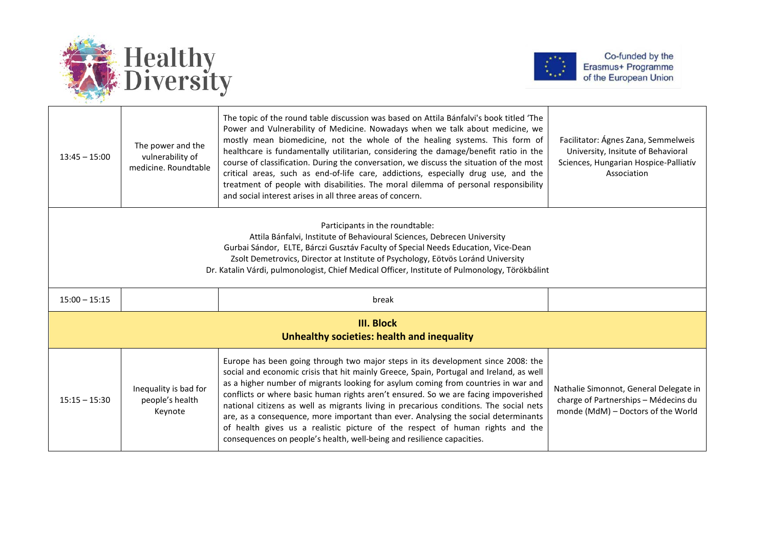| | | | |
|---|---|---|---|
| 13:45 – 15:00 | The power and the vulnerability of medicine. Roundtable | The topic of the round table discussion was based on Attila Bánfalvi's book titled 'The Power and Vulnerability of Medicine. Nowadays when we talk about medicine, we mostly mean biomedicine, not the whole of the healing systems. This form of healthcare is fundamentally utilitarian, considering the damage/benefit ratio in the course of classification. During the conversation, we discuss the situation of the most critical areas, such as end-of-life care, addictions, especially drug use, and the treatment of people with disabilities. The moral dilemma of personal responsibility and social interest arises in all three areas of concern. | Facilitator: Ágnes Zana, Semmelweis University, Insitute of Behavioral Sciences, Hungarian Hospice-Palliatív Association |
| Participants in the roundtable:<br>Attila Bánfalvi, Institute of Behavioural Sciences, Debrecen University<br>Gurbai Sándor, ELTE, Bárczi Gusztáv Faculty of Special Needs Education, Vice-Dean<br>Zsolt Demetrovics, Director at Institute of Psychology, Eötvös Loránd University<br>Dr. Katalin Várdi, pulmonologist, Chief Medical Officer, Institute of Pulmonology, Törökbálint | | | |
| 15:00 – 15:15 | | break | |
| **III. Block**<br>**Unhealthy societies: health and inequality** | | | |
| 15:15 – 15:30 | Inequality is bad for people's health Keynote | Europe has been going through two major steps in its development since 2008: the social and economic crisis that hit mainly Greece, Spain, Portugal and Ireland, as well as a higher number of migrants looking for asylum coming from countries in war and conflicts or where basic human rights aren't ensured. So we are facing impoverished national citizens as well as migrants living in precarious conditions. The social nets are, as a consequence, more important than ever. Analysing the social determinants of health gives us a realistic picture of the respect of human rights and the consequences on people's health, well-being and resilience capacities. | Nathalie Simonnot, General Delegate in charge of Partnerships – Médecins du monde (MdM) – Doctors of the World |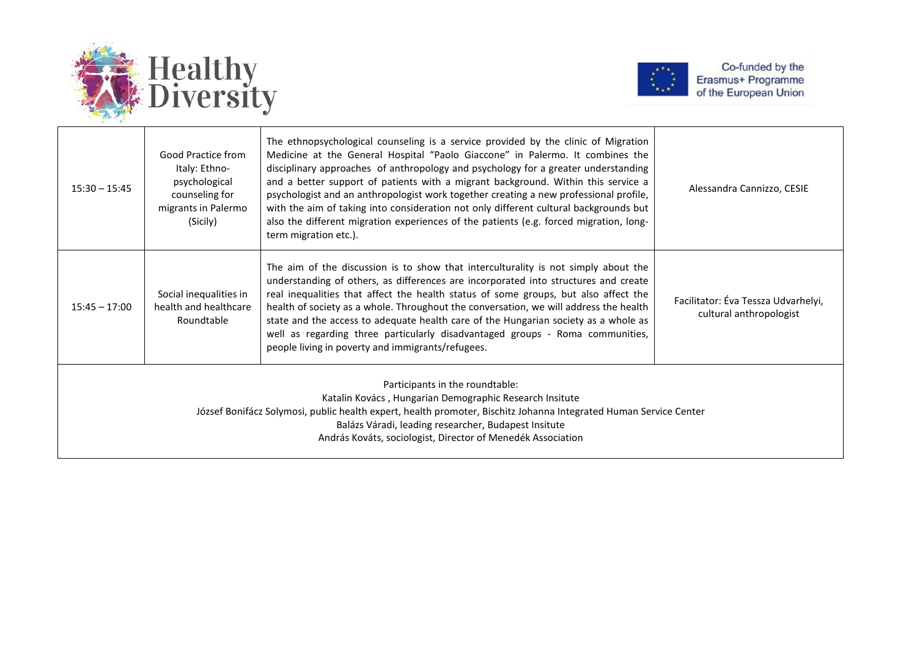| 15:30 – 15:45 | Good Practice from Italy: Ethno-psychological counseling for migrants in Palermo (Sicily) | The ethnopsychological counseling is a service provided by the clinic of Migration Medicine at the General Hospital "Paolo Giaccone" in Palermo. It combines the disciplinary approaches of anthropology and psychology for a greater understanding and a better support of patients with a migrant background. Within this service a psychologist and an anthropologist work together creating a new professional profile, with the aim of taking into consideration not only different cultural backgrounds but also the different migration experiences of the patients (e.g. forced migration, long-term migration etc.). | Alessandra Cannizzo, CESIE |
|---|---|---|---|
| 15:45 – 17:00 | Social inequalities in health and healthcare Roundtable | The aim of the discussion is to show that interculturality is not simply about the understanding of others, as differences are incorporated into structures and create real inequalities that affect the health status of some groups, but also affect the health of society as a whole. Throughout the conversation, we will address the health state and the access to adequate health care of the Hungarian society as a whole as well as regarding three particularly disadvantaged groups - Roma communities, people living in poverty and immigrants/refugees. | Facilitator: Éva Tessza Udvarhelyi, cultural anthropologist |
| Participants in the roundtable:<br>Katalin Kovács , Hungarian Demographic Research Insitute<br>József Bonifácz Solymosi, public health expert, health promoter, Bischitz Johanna Integrated Human Service Center<br>Balázs Váradi, leading researcher, Budapest Insitute<br>András Kováts, sociologist, Director of Menedék Association | | | |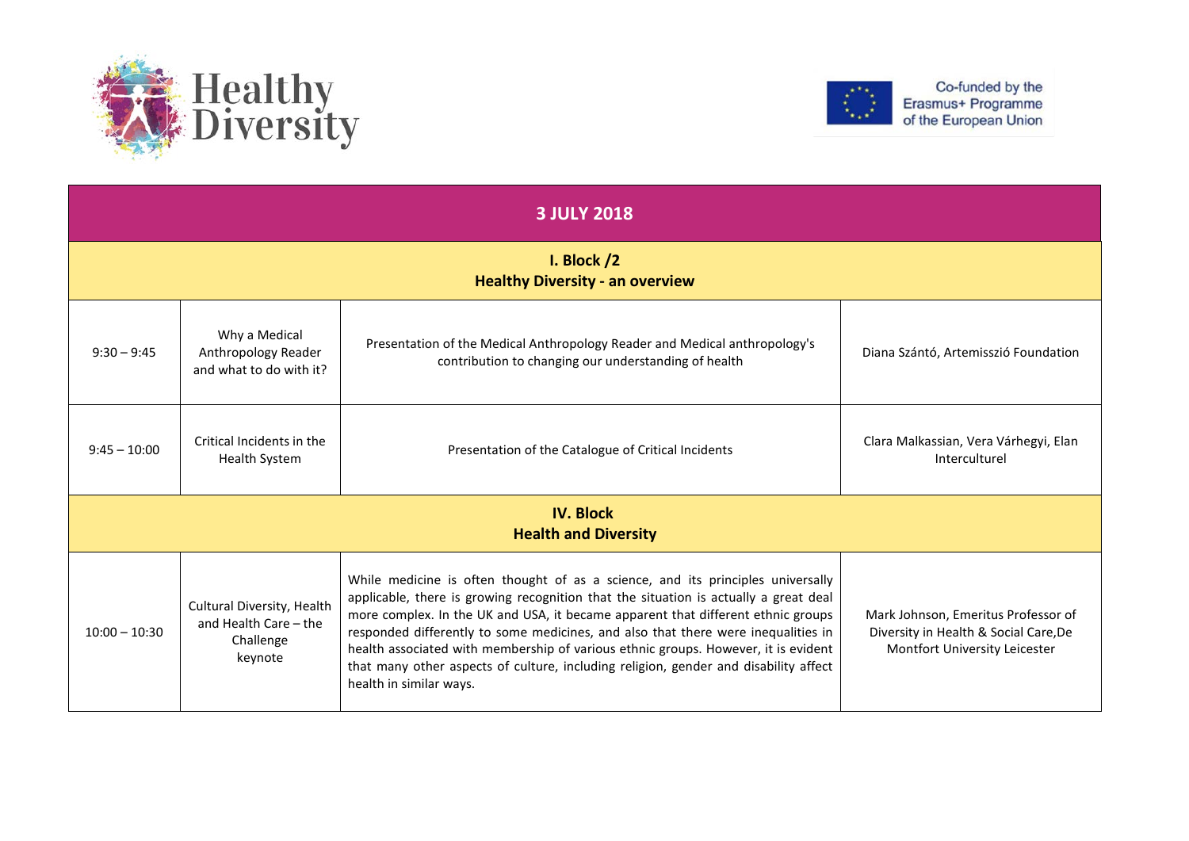| 3 JULY 2018 | | | |
|---|---|---|---|
| **I. Block /2**<br>**Healthy Diversity - an overview** | | | |
| 9:30 – 9:45 | Why a Medical Anthropology Reader and what to do with it? | Presentation of the Medical Anthropology Reader and Medical anthropology's contribution to changing our understanding of health | Diana Szántó, Artemisszió Foundation |
| 9:45 – 10:00 | Critical Incidents in the Health System | Presentation of the Catalogue of Critical Incidents | Clara Malkassian, Vera Várhegyi, Elan Interculturel |
| **IV. Block**<br>**Health and Diversity** | | | |
| 10:00 – 10:30 | Cultural Diversity, Health and Health Care – the Challenge<br>keynote | While medicine is often thought of as a science, and its principles universally applicable, there is growing recognition that the situation is actually a great deal more complex. In the UK and USA, it became apparent that different ethnic groups responded differently to some medicines, and also that there were inequalities in health associated with membership of various ethnic groups. However, it is evident that many other aspects of culture, including religion, gender and disability affect health in similar ways. | Mark Johnson, Emeritus Professor of Diversity in Health & Social Care,De Montfort University Leicester |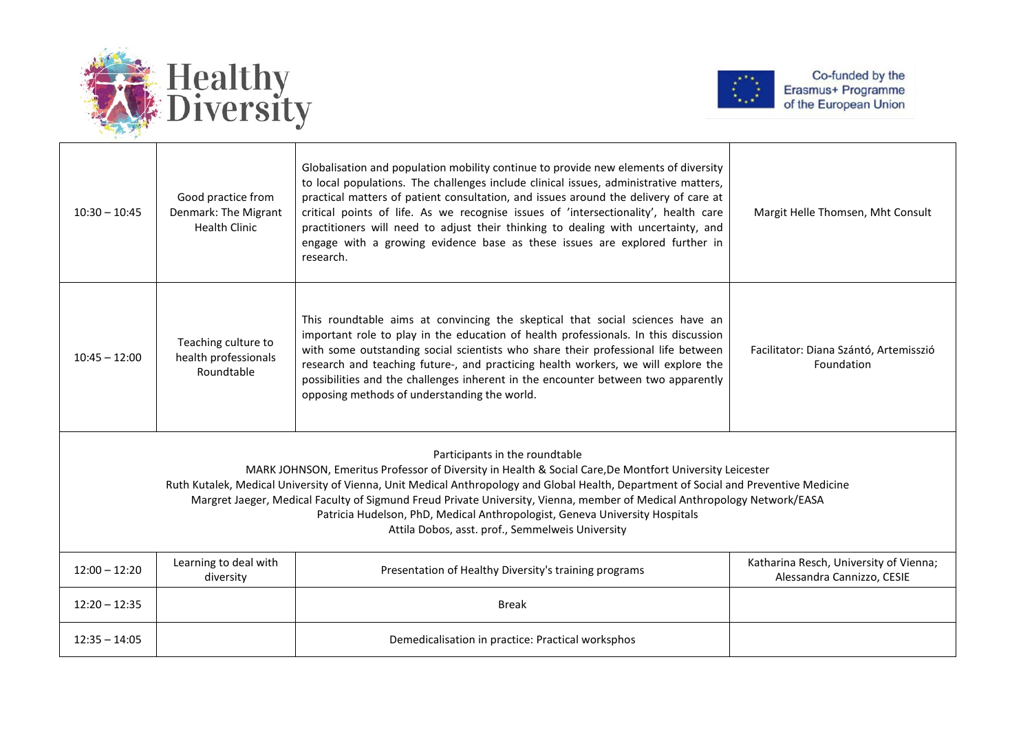| 10:30 – 10:45 | Good practice from Denmark: The Migrant Health Clinic | Globalisation and population mobility continue to provide new elements of diversity to local populations. The challenges include clinical issues, administrative matters, practical matters of patient consultation, and issues around the delivery of care at critical points of life. As we recognise issues of 'intersectionality', health care practitioners will need to adjust their thinking to dealing with uncertainty, and engage with a growing evidence base as these issues are explored further in research. | Margit Helle Thomsen, Mht Consult |
|---|---|---|---|
| 10:45 – 12:00 | Teaching culture to health professionals Roundtable | This roundtable aims at convincing the skeptical that social sciences have an important role to play in the education of health professionals. In this discussion with some outstanding social scientists who share their professional life between research and teaching future-, and practicing health workers, we will explore the possibilities and the challenges inherent in the encounter between two apparently opposing methods of understanding the world. | Facilitator: Diana Szántó, Artemisszió Foundation |
| Participants in the roundtable<br>MARK JOHNSON, Emeritus Professor of Diversity in Health & Social Care,De Montfort University Leicester<br>Ruth Kutalek, Medical University of Vienna, Unit Medical Anthropology and Global Health, Department of Social and Preventive Medicine<br>Margret Jaeger, Medical Faculty of Sigmund Freud Private University, Vienna, member of Medical Anthropology Network/EASA<br>Patricia Hudelson, PhD, Medical Anthropologist, Geneva University Hospitals<br>Attila Dobos, asst. prof., Semmelweis University | | | |
| 12:00 – 12:20 | Learning to deal with diversity | Presentation of Healthy Diversity's training programs | Katharina Resch, University of Vienna; Alessandra Cannizzo, CESIE |
| 12:20 – 12:35 | | Break | |
| 12:35 – 14:05 | | Demedicalisation in practice: Practical workspho s | |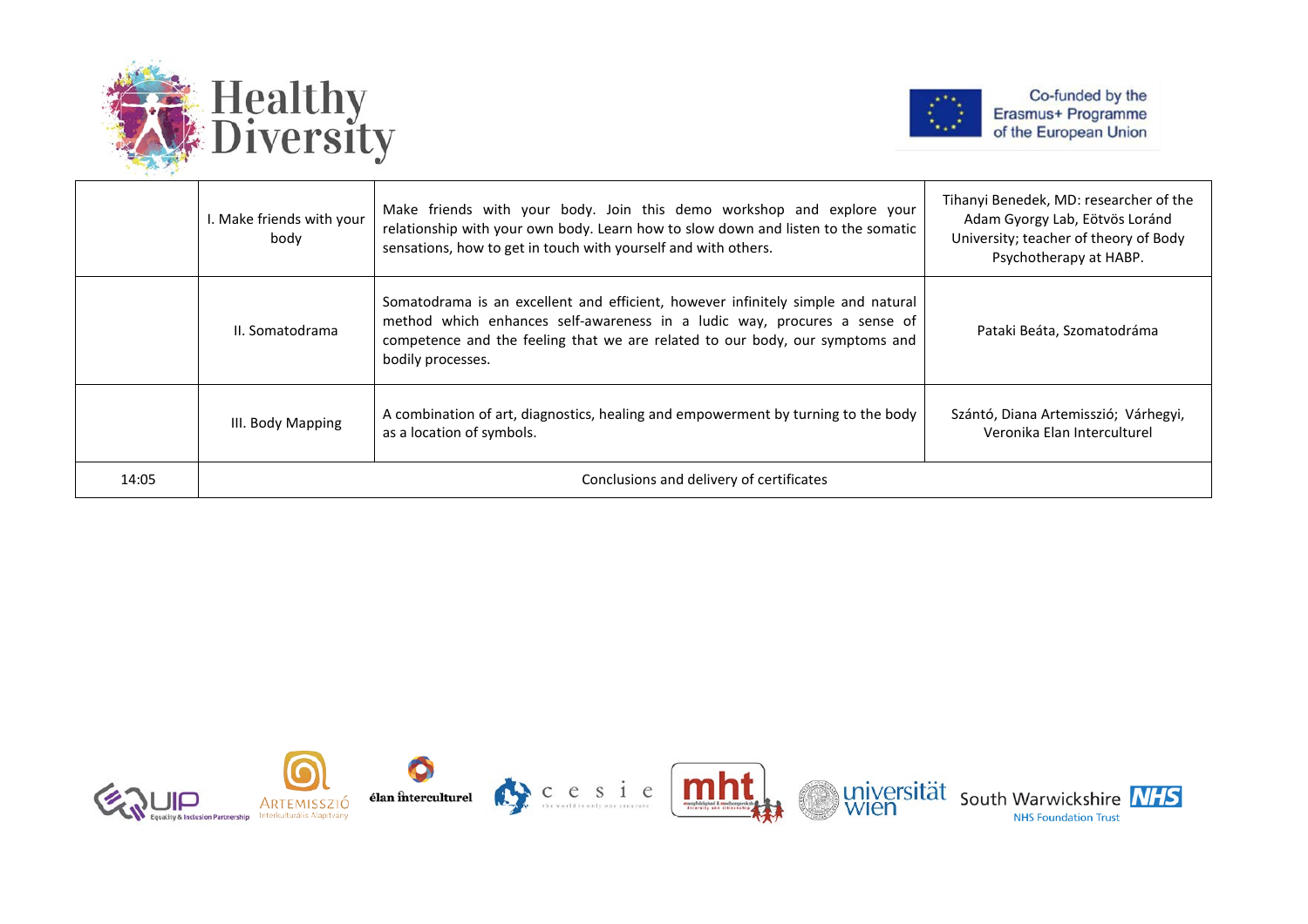| | | | |
|---|---|---|---|
| | I. Make friends with your body | Make friends with your body. Join this demo workshop and explore your relationship with your own body. Learn how to slow down and listen to the somatic sensations, how to get in touch with yourself and with others. | Tihanyi Benedek, MD: researcher of the Adam Gyorgy Lab, Eötvös Loránd University; teacher of theory of Body Psychotherapy at HABP. |
| | II. Somatodrama | Somatodrama is an excellent and efficient, however infinitely simple and natural method which enhances self-awareness in a ludic way, procures a sense of competence and the feeling that we are related to our body, our symptoms and bodily processes. | Pataki Beáta, Szomatodráma |
| | III. Body Mapping | A combination of art, diagnostics, healing and empowerment by turning to the body as a location of symbols. | Szántó, Diana Artemisszió; Várhegyi, Veronika Elan Interculturel |
| 14:05 | Conclusions and delivery of certificates | | |